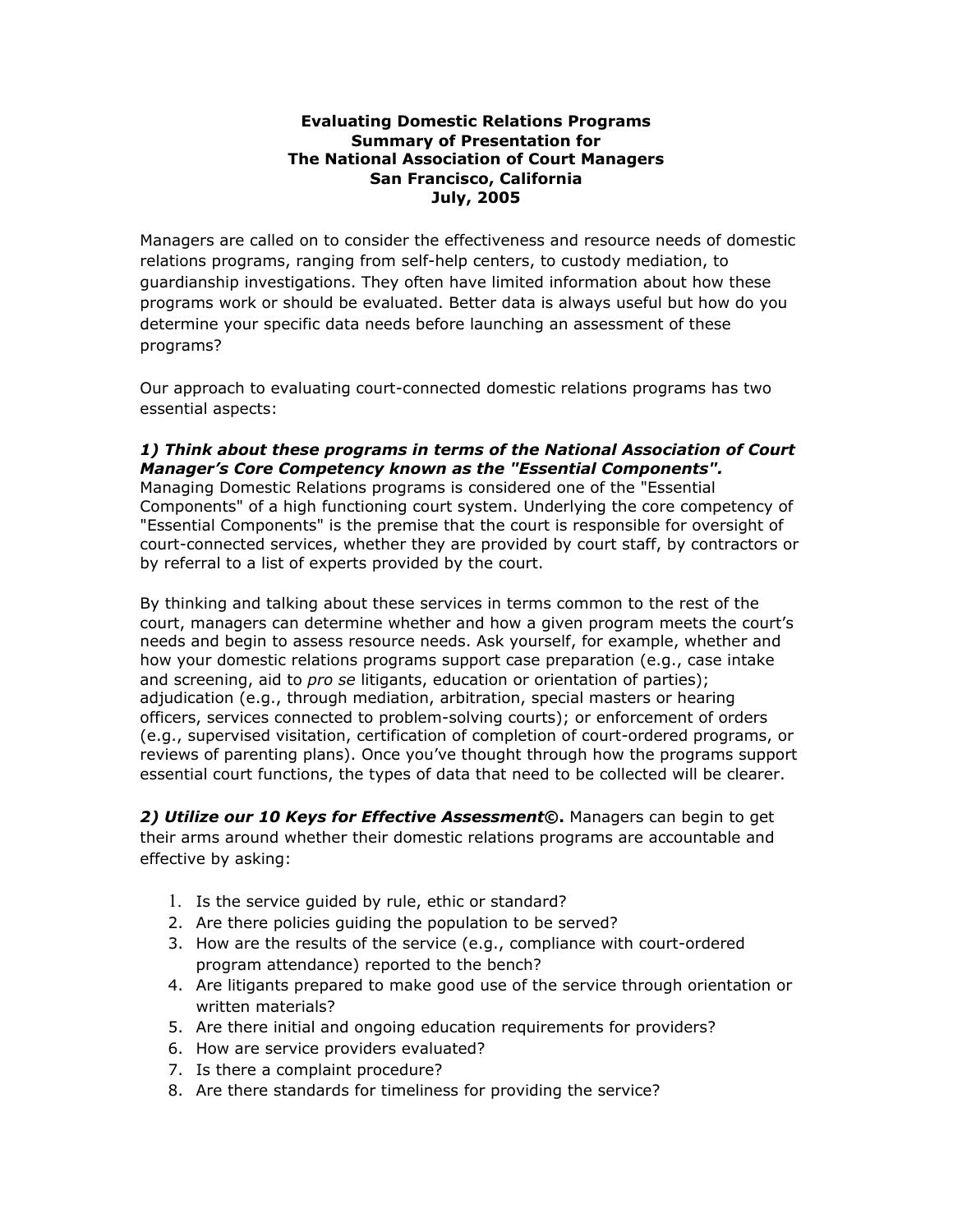**Evaluating Domestic Relations Programs**
**Summary of Presentation for**
**The National Association of Court Managers**
**San Francisco, California**
**July, 2005**

Managers are called on to consider the effectiveness and resource needs of domestic relations programs, ranging from self-help centers, to custody mediation, to guardianship investigations. They often have limited information about how these programs work or should be evaluated. Better data is always useful but how do you determine your specific data needs before launching an assessment of these programs?

Our approach to evaluating court-connected domestic relations programs has two essential aspects:

***1) Think about these programs in terms of the National Association of Court Manager's Core Competency known as the "Essential Components".***
Managing Domestic Relations programs is considered one of the "Essential Components" of a high functioning court system. Underlying the core competency of "Essential Components" is the premise that the court is responsible for oversight of court-connected services, whether they are provided by court staff, by contractors or by referral to a list of experts provided by the court.

By thinking and talking about these services in terms common to the rest of the court, managers can determine whether and how a given program meets the court's needs and begin to assess resource needs. Ask yourself, for example, whether and how your domestic relations programs support case preparation (e.g., case intake and screening, aid to *pro se* litigants, education or orientation of parties); adjudication (e.g., through mediation, arbitration, special masters or hearing officers, services connected to problem-solving courts); or enforcement of orders (e.g., supervised visitation, certification of completion of court-ordered programs, or reviews of parenting plans). Once you've thought through how the programs support essential court functions, the types of data that need to be collected will be clearer.

***2) Utilize our 10 Keys for Effective Assessment©.*** Managers can begin to get their arms around whether their domestic relations programs are accountable and effective by asking:

1. Is the service guided by rule, ethic or standard?
2. Are there policies guiding the population to be served?
3. How are the results of the service (e.g., compliance with court-ordered program attendance) reported to the bench?
4. Are litigants prepared to make good use of the service through orientation or written materials?
5. Are there initial and ongoing education requirements for providers?
6. How are service providers evaluated?
7. Is there a complaint procedure?
8. Are there standards for timeliness for providing the service?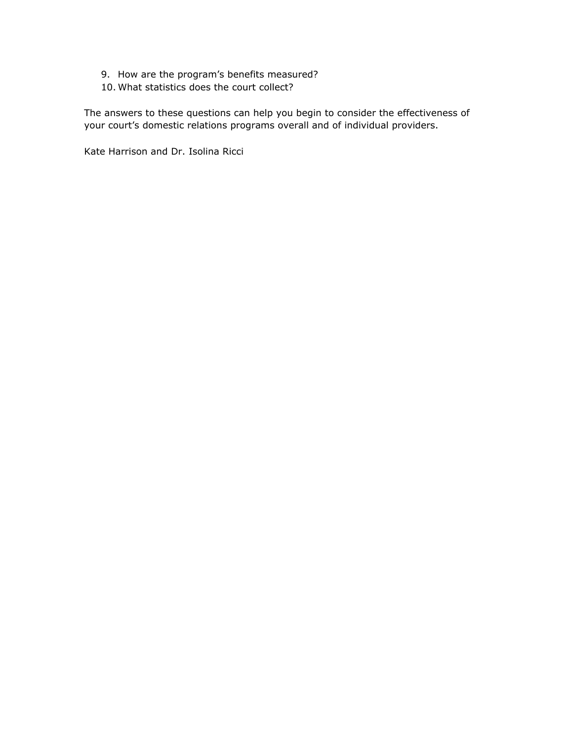9. How are the program's benefits measured?
10. What statistics does the court collect?

The answers to these questions can help you begin to consider the effectiveness of your court's domestic relations programs overall and of individual providers.

Kate Harrison and Dr. Isolina Ricci